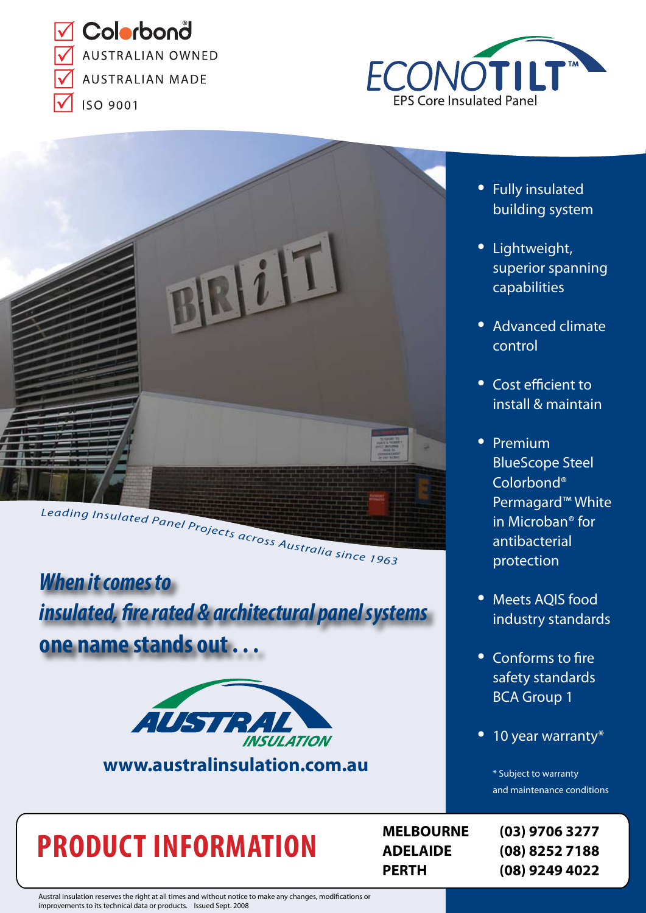Colorbond®

- AUSTRALIAN OWNED
- AUSTRALIAN MADE
- ISO 9001

# ECONOTILT™

EPS Core Insulated Panel

*Leading Insulated Panel Projects across Australia since 1963*

## *When it comes to insulated, fire rated & architectural panel systems one name stands out . . .*

AUSTRAL INSULATION

**www.australinsulation.com.au**

- Fully insulated building system
- Lightweight, superior spanning capabilities
- Advanced climate control
- Cost efficient to install & maintain
- Premium BlueScope Steel Colorbond® Permagard™ White in Microban® for antibacterial protection
- Meets AQIS food industry standards
- Conforms to fire safety standards BCA Group 1
- 10 year warranty*

\* Subject to warranty and maintenance conditions

# PRODUCT INFORMATION

| | |
|---|---|
| **MELBOURNE** | **(03) 9706 3277** |
| **ADELAIDE** | **(08) 8252 7188** |
| **PERTH** | **(08) 9249 4022** |

Austral Insulation reserves the right at all times and without notice to make any changes, modifications or improvements to its technical data or products. Issued Sept. 2008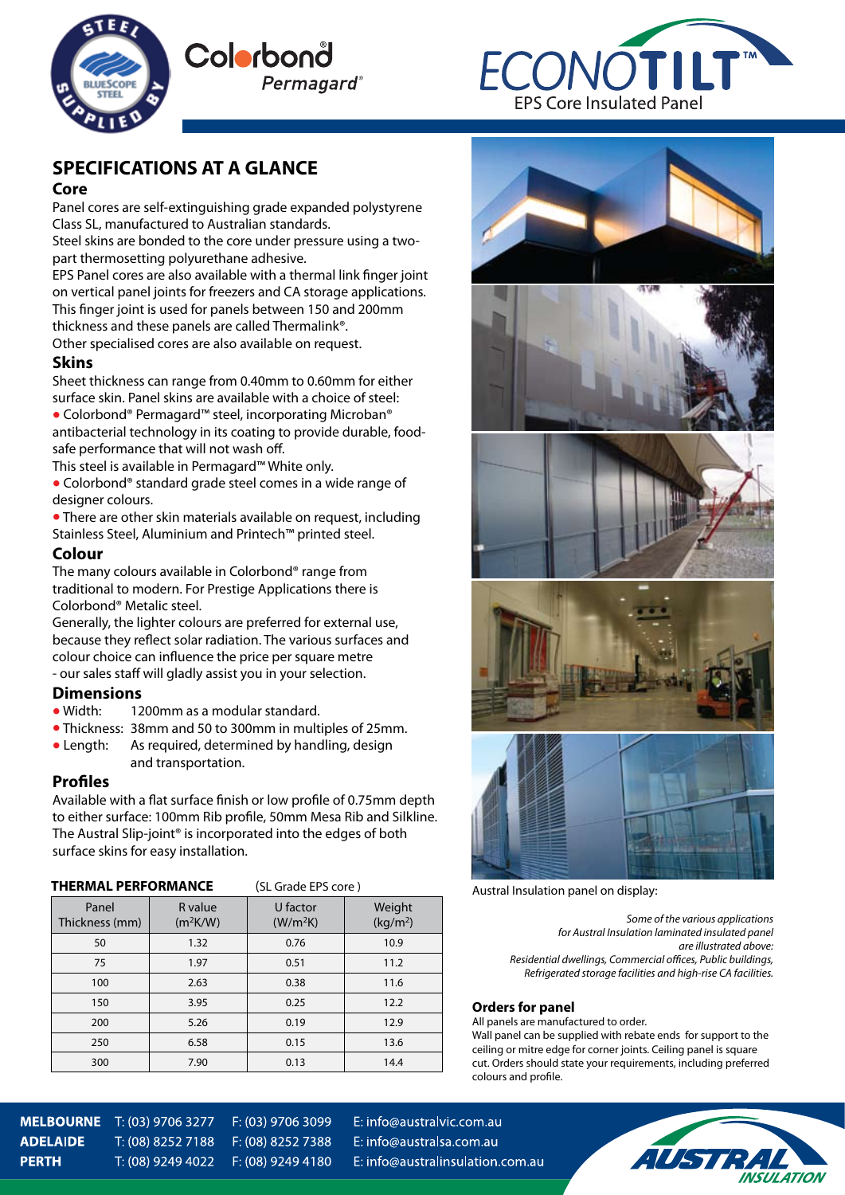Colorbond® Permagard®

# ECONOTILT™

EPS Core Insulated Panel

## SPECIFICATIONS AT A GLANCE

### Core

Panel cores are self-extinguishing grade expanded polystyrene Class SL, manufactured to Australian standards.
Steel skins are bonded to the core under pressure using a two-part thermosetting polyurethane adhesive.
EPS Panel cores are also available with a thermal link finger joint on vertical panel joints for freezers and CA storage applications. This finger joint is used for panels between 150 and 200mm thickness and these panels are called Thermalink®.
Other specialised cores are also available on request.

### Skins

Sheet thickness can range from 0.40mm to 0.60mm for either surface skin. Panel skins are available with a choice of steel:

- Colorbond® Permagard™ steel, incorporating Microban® antibacterial technology in its coating to provide durable, food-safe performance that will not wash off.
  This steel is available in Permagard™ White only.
- Colorbond® standard grade steel comes in a wide range of designer colours.
- There are other skin materials available on request, including Stainless Steel, Aluminium and Printech™ printed steel.

### Colour

The many colours available in Colorbond® range from traditional to modern. For Prestige Applications there is Colorbond® Metalic steel.
Generally, the lighter colours are preferred for external use, because they reflect solar radiation. The various surfaces and colour choice can influence the price per square metre - our sales staff will gladly assist you in your selection.

### Dimensions

- Width: 1200mm as a modular standard.
- Thickness: 38mm and 50 to 300mm in multiples of 25mm.
- Length: As required, determined by handling, design and transportation.

### Profiles

Available with a flat surface finish or low profile of 0.75mm depth to either surface: 100mm Rib profile, 50mm Mesa Rib and Silkline. The Austral Slip-joint® is incorporated into the edges of both surface skins for easy installation.

**THERMAL PERFORMANCE** (SL Grade EPS core )

| Panel Thickness (mm) | R value ($m^2K/W$) | U factor ($W/m^2K$) | Weight ($kg/m^2$) |
|---|---|---|---|
| 50 | 1.32 | 0.76 | 10.9 |
| 75 | 1.97 | 0.51 | 11.2 |
| 100 | 2.63 | 0.38 | 11.6 |
| 150 | 3.95 | 0.25 | 12.2 |
| 200 | 5.26 | 0.19 | 12.9 |
| 250 | 6.58 | 0.15 | 13.6 |
| 300 | 7.90 | 0.13 | 14.4 |

Austral Insulation panel on display:

*Some of the various applications for Austral Insulation laminated insulated panel are illustrated above: Residential dwellings, Commercial offices, Public buildings, Refrigerated storage facilities and high-rise CA facilities.*

### Orders for panel

All panels are manufactured to order.
Wall panel can be supplied with rebate ends for support to the ceiling or mitre edge for corner joints. Ceiling panel is square cut. Orders should state your requirements, including preferred colours and profile.

| | | | |
|---|---|---|---|
| **MELBOURNE** | T: (03) 9706 3277 | F: (03) 9706 3099 | E: info@australvic.com.au |
| **ADELAIDE** | T: (08) 8252 7188 | F: (08) 8252 7388 | E: info@australsa.com.au |
| **PERTH** | T: (08) 9249 4022 | F: (08) 9249 4180 | E: info@australinsulation.com.au |

AUSTRAL INSULATION